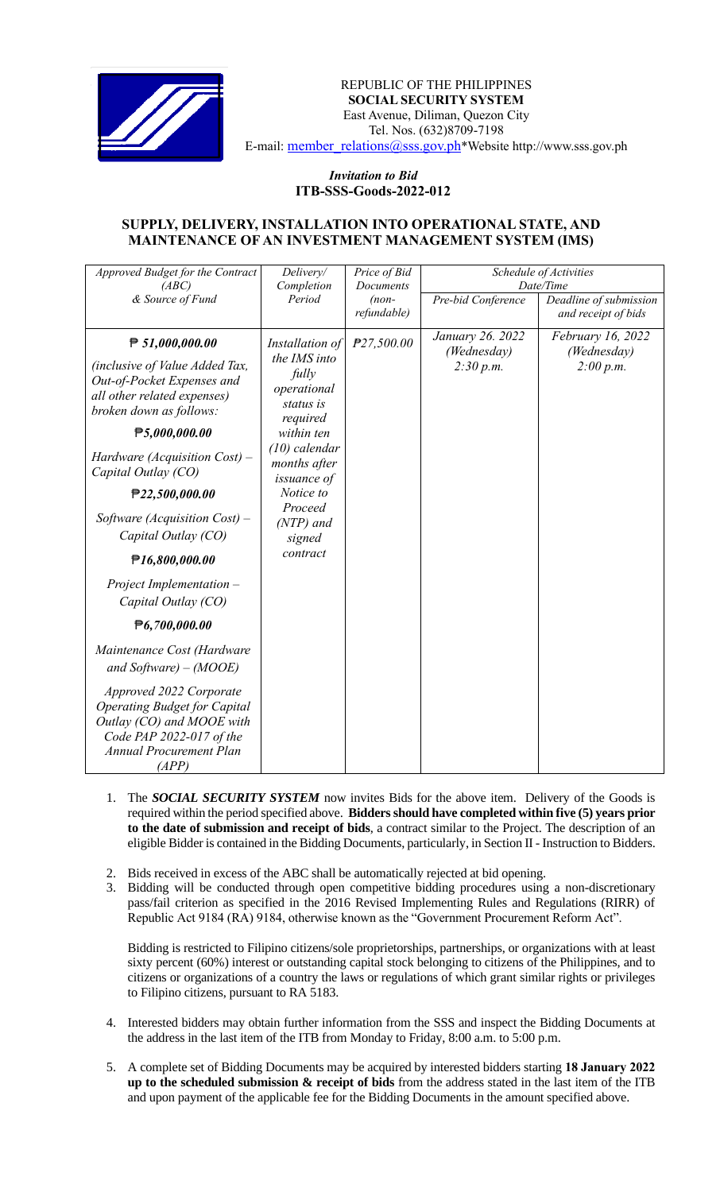REPUBLIC OF THE PHILIPPINES
**SOCIAL SECURITY SYSTEM**
East Avenue, Diliman, Quezon City
Tel. Nos. (632)8709-7198
E-mail: member_relations@sss.gov.ph*Website http://www.sss.gov.ph

*Invitation to Bid*
**ITB-SSS-Goods-2022-012**

## SUPPLY, DELIVERY, INSTALLATION INTO OPERATIONAL STATE, AND MAINTENANCE OF AN INVESTMENT MANAGEMENT SYSTEM (IMS)

| *Approved Budget for the Contract (ABC) & Source of Fund* | *Delivery/ Completion Period* | *Price of Bid Documents (non-refundable)* | *Schedule of Activities Date/Time* | |
|---|---|---|---|---|
| | | | *Pre-bid Conference* | *Deadline of submission and receipt of bids* |
| **₱ 51,000,000.00**<br>*(inclusive of Value Added Tax, Out-of-Pocket Expenses and all other related expenses) broken down as follows:*<br>**₱5,000,000.00**<br>*Hardware (Acquisition Cost) – Capital Outlay (CO)*<br>**₱22,500,000.00**<br>*Software (Acquisition Cost) – Capital Outlay (CO)*<br>**₱16,800,000.00**<br>*Project Implementation – Capital Outlay (CO)*<br>**₱6,700,000.00**<br>*Maintenance Cost (Hardware and Software) – (MOOE)*<br>*Approved 2022 Corporate Operating Budget for Capital Outlay (CO) and MOOE with Code PAP 2022-017 of the Annual Procurement Plan (APP)* | *Installation of the IMS into fully operational status is required within ten (10) calendar months after issuance of Notice to Proceed (NTP) and signed contract* | *₱27,500.00* | *January 26. 2022 (Wednesday) 2:30 p.m.* | *February 16, 2022 (Wednesday) 2:00 p.m.* |

1. The ***SOCIAL SECURITY SYSTEM*** now invites Bids for the above item. Delivery of the Goods is required within the period specified above. **Bidders should have completed within five (5) years prior to the date of submission and receipt of bids**, a contract similar to the Project. The description of an eligible Bidder is contained in the Bidding Documents, particularly, in Section II - Instruction to Bidders.

2. Bids received in excess of the ABC shall be automatically rejected at bid opening.

3. Bidding will be conducted through open competitive bidding procedures using a non-discretionary pass/fail criterion as specified in the 2016 Revised Implementing Rules and Regulations (RIRR) of Republic Act 9184 (RA) 9184, otherwise known as the "Government Procurement Reform Act".

   Bidding is restricted to Filipino citizens/sole proprietorships, partnerships, or organizations with at least sixty percent (60%) interest or outstanding capital stock belonging to citizens of the Philippines, and to citizens or organizations of a country the laws or regulations of which grant similar rights or privileges to Filipino citizens, pursuant to RA 5183.

4. Interested bidders may obtain further information from the SSS and inspect the Bidding Documents at the address in the last item of the ITB from Monday to Friday, 8:00 a.m. to 5:00 p.m.

5. A complete set of Bidding Documents may be acquired by interested bidders starting **18 January 2022 up to the scheduled submission & receipt of bids** from the address stated in the last item of the ITB and upon payment of the applicable fee for the Bidding Documents in the amount specified above.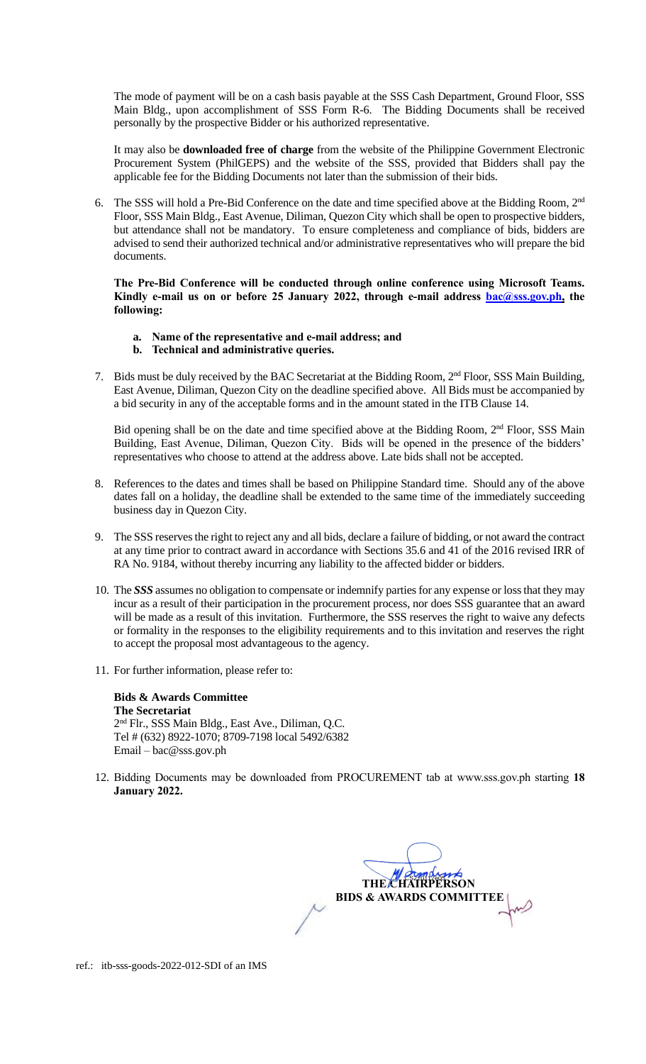The mode of payment will be on a cash basis payable at the SSS Cash Department, Ground Floor, SSS Main Bldg., upon accomplishment of SSS Form R-6. The Bidding Documents shall be received personally by the prospective Bidder or his authorized representative.

It may also be **downloaded free of charge** from the website of the Philippine Government Electronic Procurement System (PhilGEPS) and the website of the SSS, provided that Bidders shall pay the applicable fee for the Bidding Documents not later than the submission of their bids.

6. The SSS will hold a Pre-Bid Conference on the date and time specified above at the Bidding Room, 2nd Floor, SSS Main Bldg., East Avenue, Diliman, Quezon City which shall be open to prospective bidders, but attendance shall not be mandatory. To ensure completeness and compliance of bids, bidders are advised to send their authorized technical and/or administrative representatives who will prepare the bid documents.

   **The Pre-Bid Conference will be conducted through online conference using Microsoft Teams. Kindly e-mail us on or before 25 January 2022, through e-mail address bac@sss.gov.ph, the following:**

   **a. Name of the representative and e-mail address; and**
   **b. Technical and administrative queries.**

7. Bids must be duly received by the BAC Secretariat at the Bidding Room, 2nd Floor, SSS Main Building, East Avenue, Diliman, Quezon City on the deadline specified above. All Bids must be accompanied by a bid security in any of the acceptable forms and in the amount stated in the ITB Clause 14.

   Bid opening shall be on the date and time specified above at the Bidding Room, 2nd Floor, SSS Main Building, East Avenue, Diliman, Quezon City. Bids will be opened in the presence of the bidders' representatives who choose to attend at the address above. Late bids shall not be accepted.

8. References to the dates and times shall be based on Philippine Standard time. Should any of the above dates fall on a holiday, the deadline shall be extended to the same time of the immediately succeeding business day in Quezon City.

9. The SSS reserves the right to reject any and all bids, declare a failure of bidding, or not award the contract at any time prior to contract award in accordance with Sections 35.6 and 41 of the 2016 revised IRR of RA No. 9184, without thereby incurring any liability to the affected bidder or bidders.

10. The ***SSS*** assumes no obligation to compensate or indemnify parties for any expense or loss that they may incur as a result of their participation in the procurement process, nor does SSS guarantee that an award will be made as a result of this invitation. Furthermore, the SSS reserves the right to waive any defects or formality in the responses to the eligibility requirements and to this invitation and reserves the right to accept the proposal most advantageous to the agency.

11. For further information, please refer to:

    **Bids & Awards Committee**
    **The Secretariat**
    2nd Flr., SSS Main Bldg., East Ave., Diliman, Q.C.
    Tel # (632) 8922-1070; 8709-7198 local 5492/6382
    Email – bac@sss.gov.ph

12. Bidding Documents may be downloaded from PROCUREMENT tab at www.sss.gov.ph starting **18 January 2022.**

**THE CHAIRPERSON**
**BIDS & AWARDS COMMITTEE**

ref.: itb-sss-goods-2022-012-SDI of an IMS